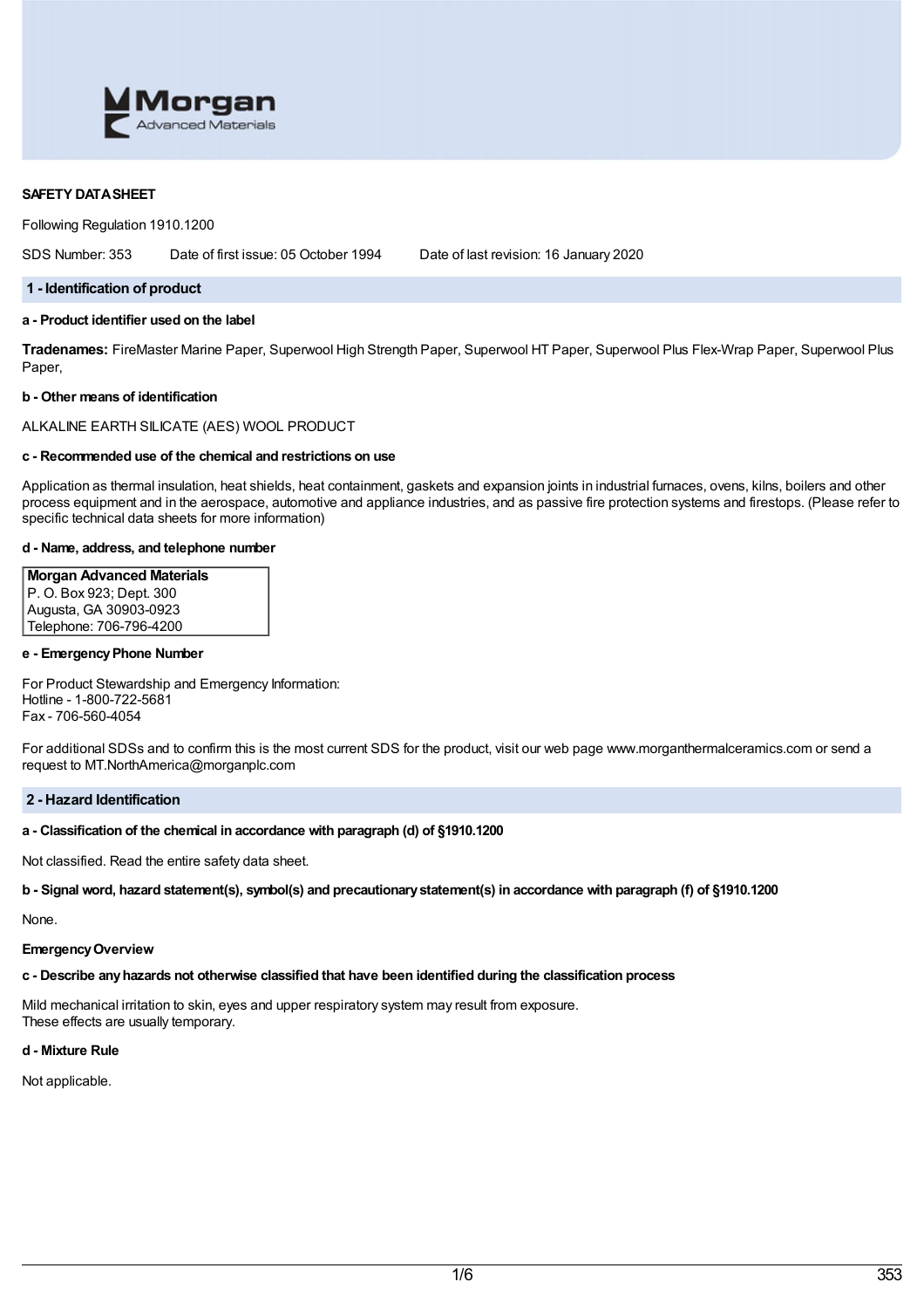**SAFETY DATA SHEET**

Following Regulation 1910.1200

SDS Number: 353 Date of first issue: 05 October 1994 Date of last revision: 16 January 2020

## 1 - Identification of product

**a - Product identifier used on the label**

**Tradenames:** FireMaster Marine Paper, Superwool High Strength Paper, Superwool HT Paper, Superwool Plus Flex-Wrap Paper, Superwool Plus Paper,

**b - Other means of identification**

ALKALINE EARTH SILICATE (AES) WOOL PRODUCT

**c - Recommended use of the chemical and restrictions on use**

Application as thermal insulation, heat shields, heat containment, gaskets and expansion joints in industrial furnaces, ovens, kilns, boilers and other process equipment and in the aerospace, automotive and appliance industries, and as passive fire protection systems and firestops. (Please refer to specific technical data sheets for more information)

**d - Name, address, and telephone number**

**Morgan Advanced Materials**
P. O. Box 923; Dept. 300
Augusta, GA 30903-0923
Telephone: 706-796-4200

**e - Emergency Phone Number**

For Product Stewardship and Emergency Information:
Hotline - 1-800-722-5681
Fax - 706-560-4054

For additional SDSs and to confirm this is the most current SDS for the product, visit our web page www.morganthermalceramics.com or send a request to MT.NorthAmerica@morganplc.com

## 2 - Hazard Identification

**a - Classification of the chemical in accordance with paragraph (d) of §1910.1200**

Not classified. Read the entire safety data sheet.

**b - Signal word, hazard statement(s), symbol(s) and precautionary statement(s) in accordance with paragraph (f) of §1910.1200**

None.

**Emergency Overview**

**c - Describe any hazards not otherwise classified that have been identified during the classification process**

Mild mechanical irritation to skin, eyes and upper respiratory system may result from exposure.
These effects are usually temporary.

**d - Mixture Rule**

Not applicable.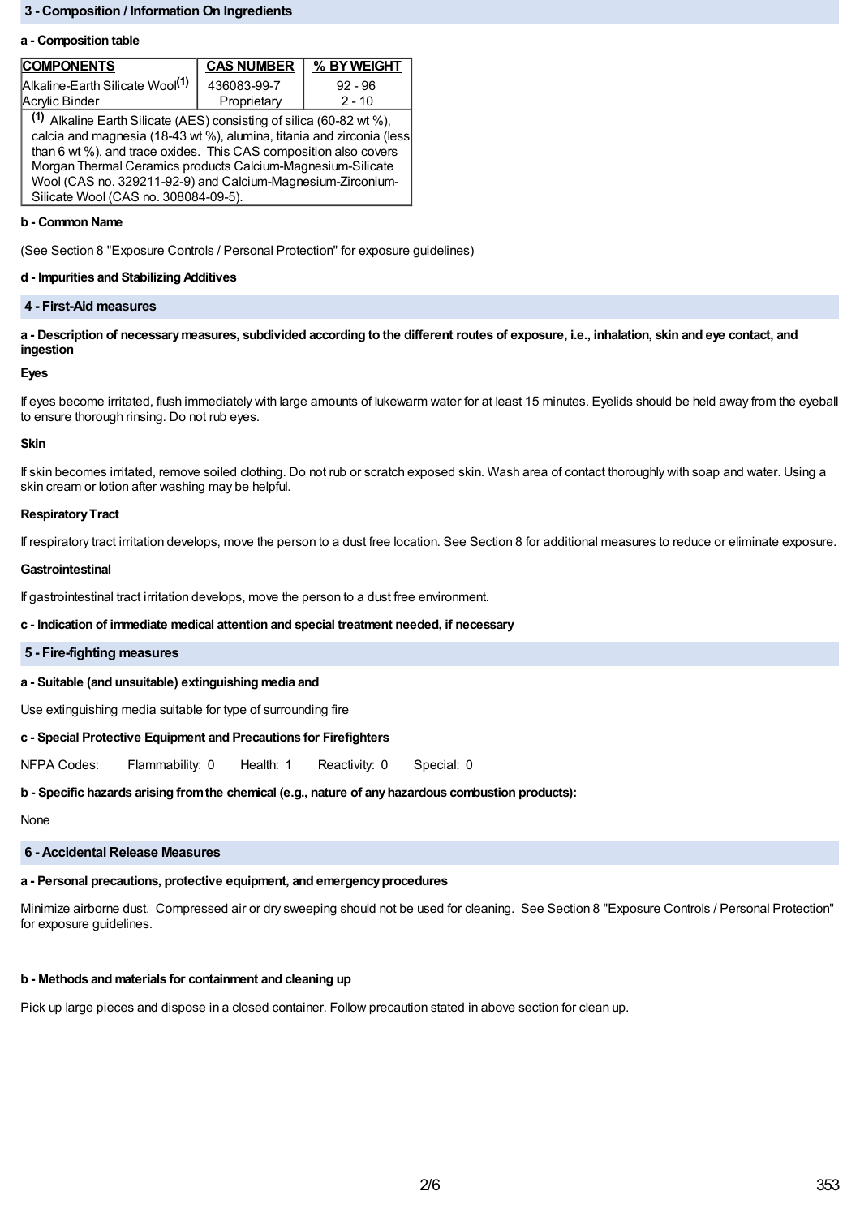## 3 - Composition / Information On Ingredients

### a - Composition table

| COMPONENTS | CAS NUMBER | % BY WEIGHT |
|---|---|---|
| Alkaline-Earth Silicate Wool[1] | 436083-99-7 | 92 - 96 |
| Acrylic Binder | Proprietary | 2 - 10 |

[1] Alkaline Earth Silicate (AES) consisting of silica (60-82 wt %), calcia and magnesia (18-43 wt %), alumina, titania and zirconia (less than 6 wt %), and trace oxides. This CAS composition also covers Morgan Thermal Ceramics products Calcium-Magnesium-Silicate Wool (CAS no. 329211-92-9) and Calcium-Magnesium-Zirconium-Silicate Wool (CAS no. 308084-09-5).

### b - Common Name

(See Section 8 "Exposure Controls / Personal Protection" for exposure guidelines)

### d - Impurities and Stabilizing Additives

## 4 - First-Aid measures

### a - Description of necessary measures, subdivided according to the different routes of exposure, i.e., inhalation, skin and eye contact, and ingestion

**Eyes**

If eyes become irritated, flush immediately with large amounts of lukewarm water for at least 15 minutes. Eyelids should be held away from the eyeball to ensure thorough rinsing. Do not rub eyes.

**Skin**

If skin becomes irritated, remove soiled clothing. Do not rub or scratch exposed skin. Wash area of contact thoroughly with soap and water. Using a skin cream or lotion after washing may be helpful.

**Respiratory Tract**

If respiratory tract irritation develops, move the person to a dust free location. See Section 8 for additional measures to reduce or eliminate exposure.

**Gastrointestinal**

If gastrointestinal tract irritation develops, move the person to a dust free environment.

### c - Indication of immediate medical attention and special treatment needed, if necessary

## 5 - Fire-fighting measures

### a - Suitable (and unsuitable) extinguishing media and

Use extinguishing media suitable for type of surrounding fire

### c - Special Protective Equipment and Precautions for Firefighters

NFPA Codes: Flammability: 0 Health: 1 Reactivity: 0 Special: 0

### b - Specific hazards arising from the chemical (e.g., nature of any hazardous combustion products):

None

## 6 - Accidental Release Measures

### a - Personal precautions, protective equipment, and emergency procedures

Minimize airborne dust. Compressed air or dry sweeping should not be used for cleaning. See Section 8 "Exposure Controls / Personal Protection" for exposure guidelines.

### b - Methods and materials for containment and cleaning up

Pick up large pieces and dispose in a closed container. Follow precaution stated in above section for clean up.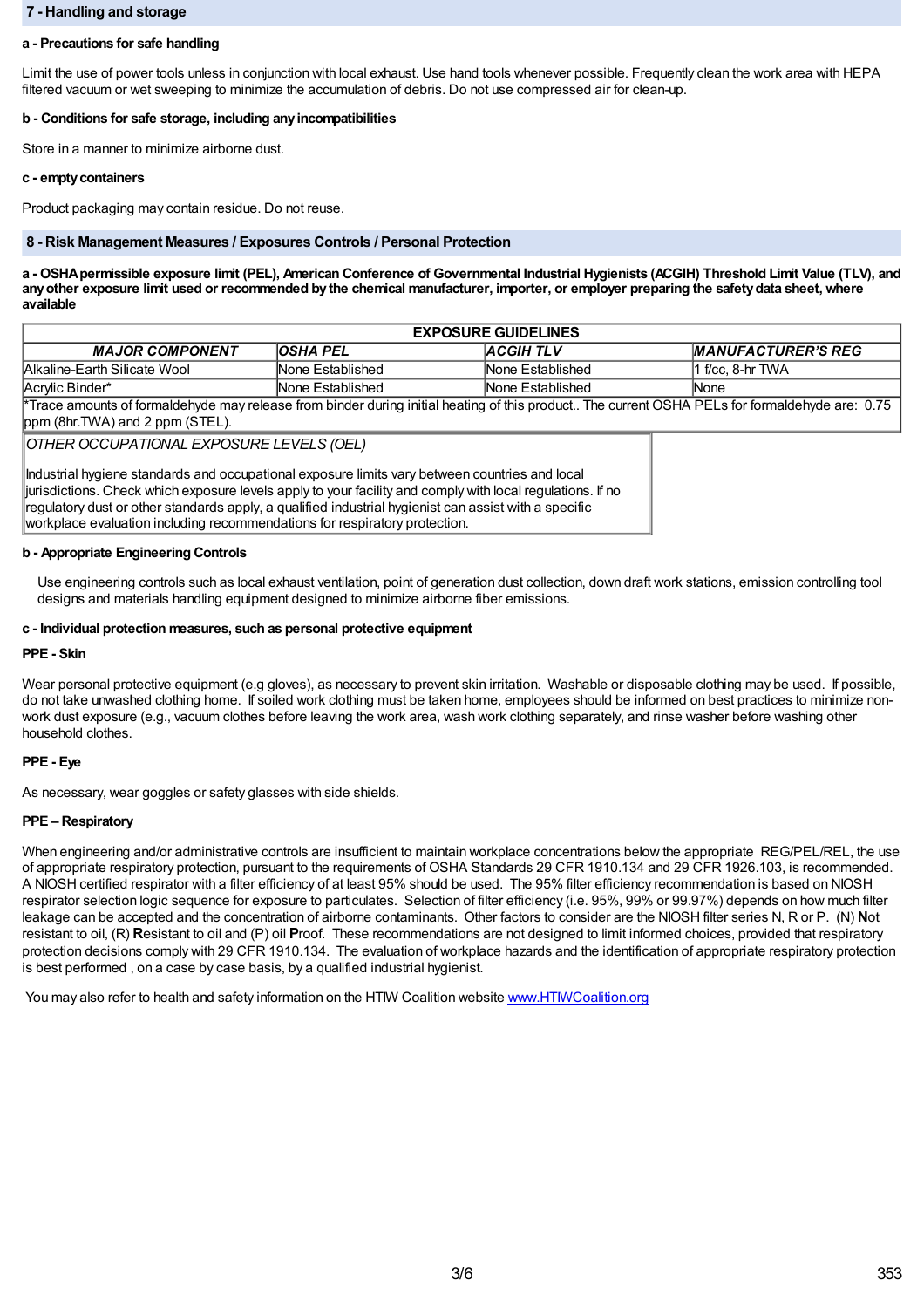## 7 - Handling and storage

**a - Precautions for safe handling**

Limit the use of power tools unless in conjunction with local exhaust. Use hand tools whenever possible. Frequently clean the work area with HEPA filtered vacuum or wet sweeping to minimize the accumulation of debris. Do not use compressed air for clean-up.

**b - Conditions for safe storage, including any incompatibilities**

Store in a manner to minimize airborne dust.

**c - empty containers**

Product packaging may contain residue. Do not reuse.

## 8 - Risk Management Measures / Exposures Controls / Personal Protection

**a - OSHA permissible exposure limit (PEL), American Conference of Governmental Industrial Hygienists (ACGIH) Threshold Limit Value (TLV), and any other exposure limit used or recommended by the chemical manufacturer, importer, or employer preparing the safety data sheet, where available**

| EXPOSURE GUIDELINES | | | |
|---|---|---|---|
| ***MAJOR COMPONENT*** | ***OSHA PEL*** | ***ACGIH TLV*** | ***MANUFACTURER'S REG*** |
| Alkaline-Earth Silicate Wool | None Established | None Established | 1 f/cc, 8-hr TWA |
| Acrylic Binder* | None Established | None Established | None |
| *Trace amounts of formaldehyde may release from binder during initial heating of this product.. The current OSHA PELs for formaldehyde are: 0.75 ppm (8hr.TWA) and 2 ppm (STEL). | | | |

| *OTHER OCCUPATIONAL EXPOSURE LEVELS (OEL)* |
|---|
| Industrial hygiene standards and occupational exposure limits vary between countries and local jurisdictions. Check which exposure levels apply to your facility and comply with local regulations. If no regulatory dust or other standards apply, a qualified industrial hygienist can assist with a specific workplace evaluation including recommendations for respiratory protection. |

**b - Appropriate Engineering Controls**

Use engineering controls such as local exhaust ventilation, point of generation dust collection, down draft work stations, emission controlling tool designs and materials handling equipment designed to minimize airborne fiber emissions.

**c - Individual protection measures, such as personal protective equipment**

**PPE - Skin**

Wear personal protective equipment (e.g gloves), as necessary to prevent skin irritation. Washable or disposable clothing may be used. If possible, do not take unwashed clothing home. If soiled work clothing must be taken home, employees should be informed on best practices to minimize non-work dust exposure (e.g., vacuum clothes before leaving the work area, wash work clothing separately, and rinse washer before washing other household clothes.

**PPE - Eye**

As necessary, wear goggles or safety glasses with side shields.

**PPE – Respiratory**

When engineering and/or administrative controls are insufficient to maintain workplace concentrations below the appropriate REG/PEL/REL, the use of appropriate respiratory protection, pursuant to the requirements of OSHA Standards 29 CFR 1910.134 and 29 CFR 1926.103, is recommended. A NIOSH certified respirator with a filter efficiency of at least 95% should be used. The 95% filter efficiency recommendation is based on NIOSH respirator selection logic sequence for exposure to particulates. Selection of filter efficiency (i.e. 95%, 99% or 99.97%) depends on how much filter leakage can be accepted and the concentration of airborne contaminants. Other factors to consider are the NIOSH filter series N, R or P. (N) **N**ot resistant to oil, (R) **R**esistant to oil and (P) oil **P**roof. These recommendations are not designed to limit informed choices, provided that respiratory protection decisions comply with 29 CFR 1910.134. The evaluation of workplace hazards and the identification of appropriate respiratory protection is best performed , on a case by case basis, by a qualified industrial hygienist.

You may also refer to health and safety information on the HTIW Coalition website [www.HTIWCoalition.org](www.HTIWCoalition.org)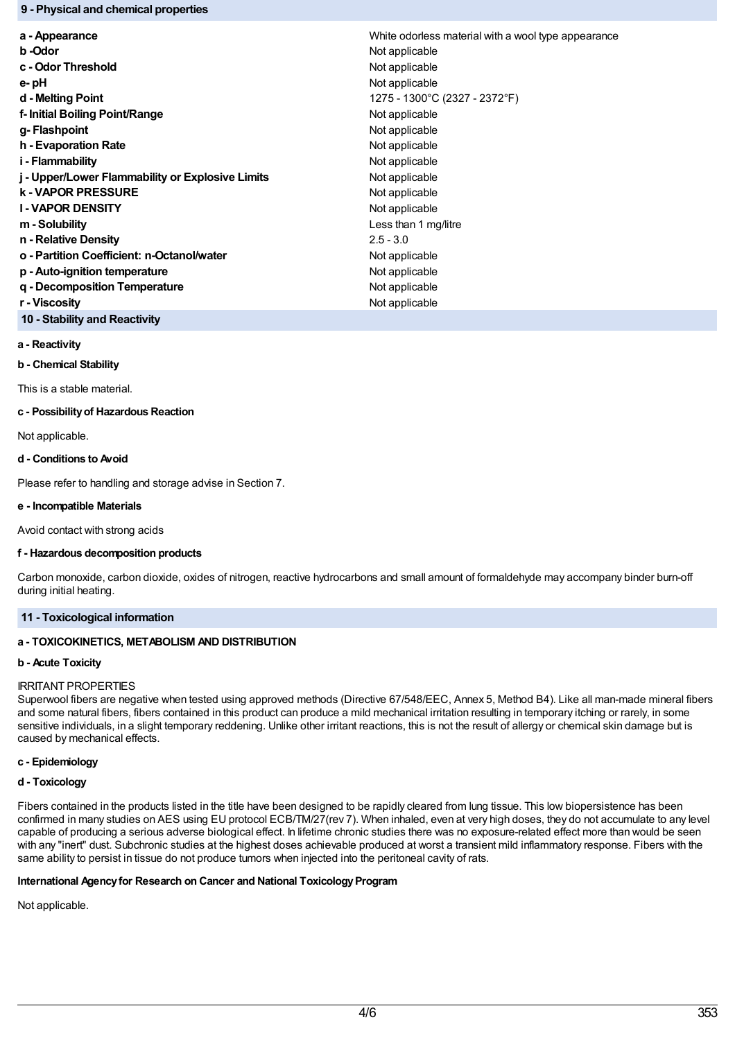## 9 - Physical and chemical properties

| Property | Value |
| --- | --- |
| **a - Appearance** | White odorless material with a wool type appearance |
| **b -Odor** | Not applicable |
| **c - Odor Threshold** | Not applicable |
| **e- pH** | Not applicable |
| **d - Melting Point** | 1275 - 1300°C (2327 - 2372°F) |
| **f- Initial Boiling Point/Range** | Not applicable |
| **g- Flashpoint** | Not applicable |
| **h - Evaporation Rate** | Not applicable |
| **i - Flammability** | Not applicable |
| **j - Upper/Lower Flammability or Explosive Limits** | Not applicable |
| **k - VAPOR PRESSURE** | Not applicable |
| **l - VAPOR DENSITY** | Not applicable |
| **m - Solubility** | Less than 1 mg/litre |
| **n - Relative Density** | 2.5 - 3.0 |
| **o - Partition Coefficient: n-Octanol/water** | Not applicable |
| **p - Auto-ignition temperature** | Not applicable |
| **q - Decomposition Temperature** | Not applicable |
| **r - Viscosity** | Not applicable |

## 10 - Stability and Reactivity

**a - Reactivity**

**b - Chemical Stability**

This is a stable material.

**c - Possibility of Hazardous Reaction**

Not applicable.

**d - Conditions to Avoid**

Please refer to handling and storage advise in Section 7.

**e - Incompatible Materials**

Avoid contact with strong acids

**f - Hazardous decomposition products**

Carbon monoxide, carbon dioxide, oxides of nitrogen, reactive hydrocarbons and small amount of formaldehyde may accompany binder burn-off during initial heating.

## 11 - Toxicological information

**a - TOXICOKINETICS, METABOLISM AND DISTRIBUTION**

**b - Acute Toxicity**

IRRITANT PROPERTIES
Superwool fibers are negative when tested using approved methods (Directive 67/548/EEC, Annex 5, Method B4). Like all man-made mineral fibers and some natural fibers, fibers contained in this product can produce a mild mechanical irritation resulting in temporary itching or rarely, in some sensitive individuals, in a slight temporary reddening. Unlike other irritant reactions, this is not the result of allergy or chemical skin damage but is caused by mechanical effects.

**c - Epidemiology**

**d - Toxicology**

Fibers contained in the products listed in the title have been designed to be rapidly cleared from lung tissue. This low biopersistence has been confirmed in many studies on AES using EU protocol ECB/TM/27(rev 7). When inhaled, even at very high doses, they do not accumulate to any level capable of producing a serious adverse biological effect. In lifetime chronic studies there was no exposure-related effect more than would be seen with any "inert" dust. Subchronic studies at the highest doses achievable produced at worst a transient mild inflammatory response. Fibers with the same ability to persist in tissue do not produce tumors when injected into the peritoneal cavity of rats.

**International Agency for Research on Cancer and National Toxicology Program**

Not applicable.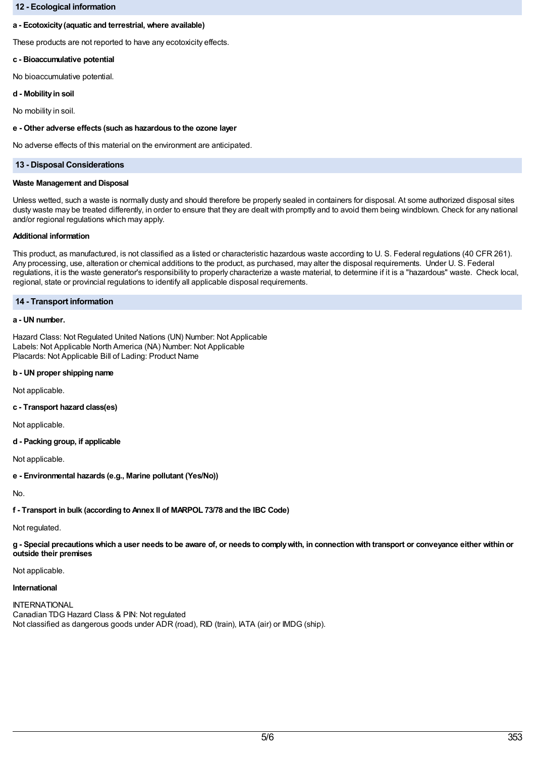## 12 - Ecological information

**a - Ecotoxicity (aquatic and terrestrial, where available)**

These products are not reported to have any ecotoxicity effects.

**c - Bioaccumulative potential**

No bioaccumulative potential.

**d - Mobility in soil**

No mobility in soil.

**e - Other adverse effects (such as hazardous to the ozone layer**

No adverse effects of this material on the environment are anticipated.

## 13 - Disposal Considerations

**Waste Management and Disposal**

Unless wetted, such a waste is normally dusty and should therefore be properly sealed in containers for disposal. At some authorized disposal sites dusty waste may be treated differently, in order to ensure that they are dealt with promptly and to avoid them being windblown. Check for any national and/or regional regulations which may apply.

**Additional information**

This product, as manufactured, is not classified as a listed or characteristic hazardous waste according to U. S. Federal regulations (40 CFR 261). Any processing, use, alteration or chemical additions to the product, as purchased, may alter the disposal requirements. Under U. S. Federal regulations, it is the waste generator's responsibility to properly characterize a waste material, to determine if it is a "hazardous" waste. Check local, regional, state or provincial regulations to identify all applicable disposal requirements.

## 14 - Transport information

**a - UN number.**

Hazard Class: Not Regulated United Nations (UN) Number: Not Applicable
Labels: Not Applicable North America (NA) Number: Not Applicable
Placards: Not Applicable Bill of Lading: Product Name

**b - UN proper shipping name**

Not applicable.

**c - Transport hazard class(es)**

Not applicable.

**d - Packing group, if applicable**

Not applicable.

**e - Environmental hazards (e.g., Marine pollutant (Yes/No))**

No.

**f - Transport in bulk (according to Annex II of MARPOL 73/78 and the IBC Code)**

Not regulated.

**g - Special precautions which a user needs to be aware of, or needs to comply with, in connection with transport or conveyance either within or outside their premises**

Not applicable.

**International**

INTERNATIONAL
Canadian TDG Hazard Class & PIN: Not regulated
Not classified as dangerous goods under ADR (road), RID (train), IATA (air) or IMDG (ship).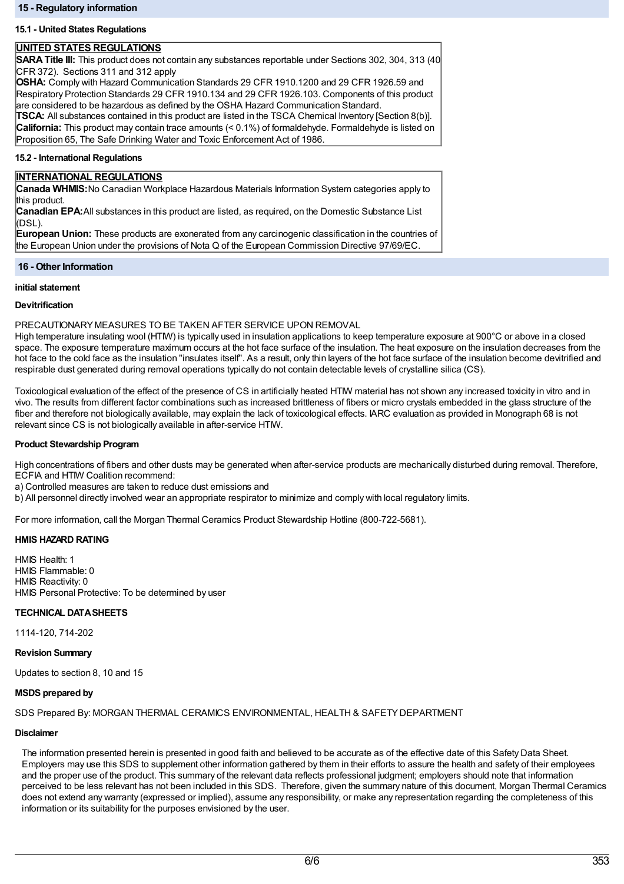## 15 - Regulatory information

### 15.1 - United States Regulations

**UNITED STATES REGULATIONS**

**SARA Title III:** This product does not contain any substances reportable under Sections 302, 304, 313 (40 CFR 372). Sections 311 and 312 apply

**OSHA:** Comply with Hazard Communication Standards 29 CFR 1910.1200 and 29 CFR 1926.59 and Respiratory Protection Standards 29 CFR 1910.134 and 29 CFR 1926.103. Components of this product are considered to be hazardous as defined by the OSHA Hazard Communication Standard.

**TSCA:** All substances contained in this product are listed in the TSCA Chemical Inventory [Section 8(b)].

**California:** This product may contain trace amounts (< 0.1%) of formaldehyde. Formaldehyde is listed on Proposition 65, The Safe Drinking Water and Toxic Enforcement Act of 1986.

### 15.2 - International Regulations

**INTERNATIONAL REGULATIONS**

**Canada WHMIS:** No Canadian Workplace Hazardous Materials Information System categories apply to this product.

**Canadian EPA:** All substances in this product are listed, as required, on the Domestic Substance List (DSL).

**European Union:** These products are exonerated from any carcinogenic classification in the countries of the European Union under the provisions of Nota Q of the European Commission Directive 97/69/EC.

## 16 - Other Information

**initial statement**

**Devitrification**

PRECAUTIONARY MEASURES TO BE TAKEN AFTER SERVICE UPON REMOVAL

High temperature insulating wool (HTIW) is typically used in insulation applications to keep temperature exposure at 900°C or above in a closed space. The exposure temperature maximum occurs at the hot face surface of the insulation. The heat exposure on the insulation decreases from the hot face to the cold face as the insulation "insulates itself". As a result, only thin layers of the hot face surface of the insulation become devitrified and respirable dust generated during removal operations typically do not contain detectable levels of crystalline silica (CS).

Toxicological evaluation of the effect of the presence of CS in artificially heated HTIW material has not shown any increased toxicity in vitro and in vivo. The results from different factor combinations such as increased brittleness of fibers or micro crystals embedded in the glass structure of the fiber and therefore not biologically available, may explain the lack of toxicological effects. IARC evaluation as provided in Monograph 68 is not relevant since CS is not biologically available in after-service HTIW.

**Product Stewardship Program**

High concentrations of fibers and other dusts may be generated when after-service products are mechanically disturbed during removal. Therefore, ECFIA and HTIW Coalition recommend:

a) Controlled measures are taken to reduce dust emissions and

b) All personnel directly involved wear an appropriate respirator to minimize and comply with local regulatory limits.

For more information, call the Morgan Thermal Ceramics Product Stewardship Hotline (800-722-5681).

**HMIS HAZARD RATING**

HMIS Health: 1
HMIS Flammable: 0
HMIS Reactivity: 0
HMIS Personal Protective: To be determined by user

**TECHNICAL DATA SHEETS**

1114-120, 714-202

**Revision Summary**

Updates to section 8, 10 and 15

**MSDS prepared by**

SDS Prepared By: MORGAN THERMAL CERAMICS ENVIRONMENTAL, HEALTH & SAFETY DEPARTMENT

**Disclaimer**

The information presented herein is presented in good faith and believed to be accurate as of the effective date of this Safety Data Sheet. Employers may use this SDS to supplement other information gathered by them in their efforts to assure the health and safety of their employees and the proper use of the product. This summary of the relevant data reflects professional judgment; employers should note that information perceived to be less relevant has not been included in this SDS. Therefore, given the summary nature of this document, Morgan Thermal Ceramics does not extend any warranty (expressed or implied), assume any responsibility, or make any representation regarding the completeness of this information or its suitability for the purposes envisioned by the user.